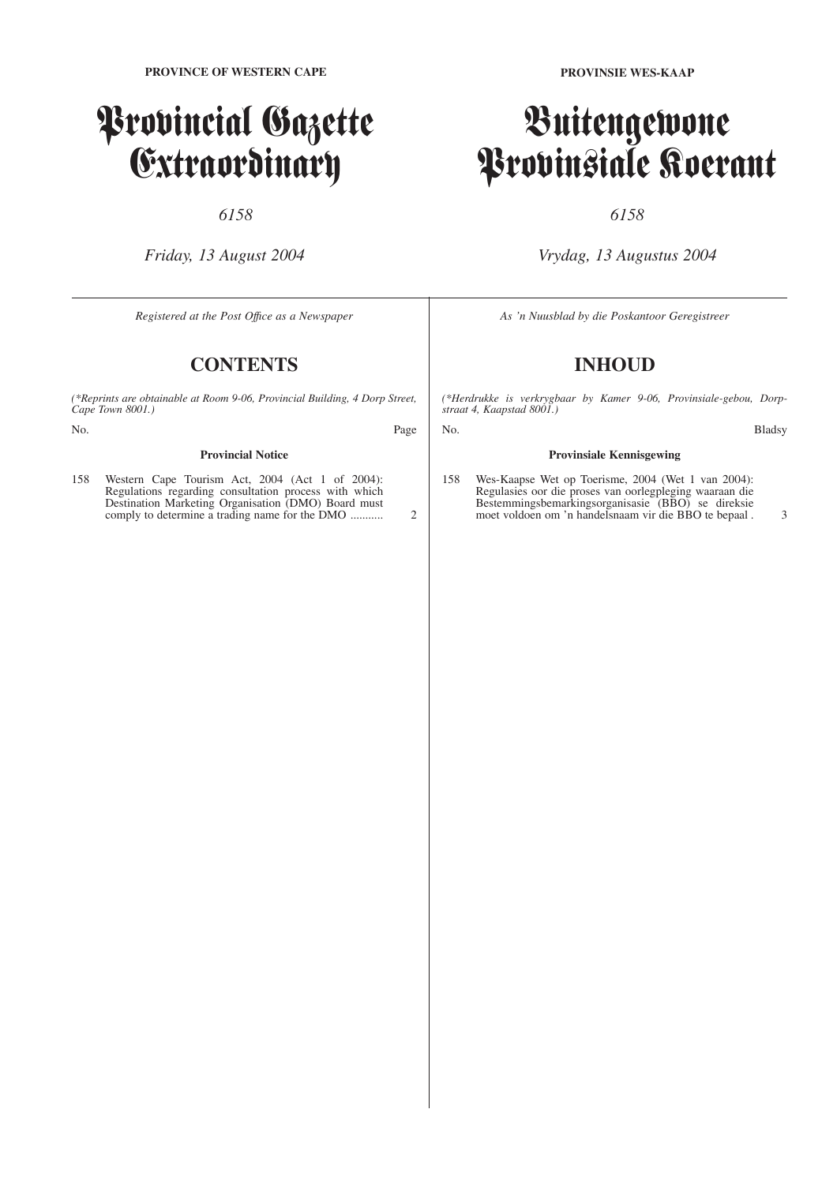**PROVINCE OF WESTERN CAPE**

# Provincial Gazette Extraordinary

*6158*

*Friday, 13 August 2004*

*Registered at the Post Office as a Newspaper*

## CONTENTS

*(\*Reprints are obtainable at Room 9-06, Provincial Building, 4 Dorp Street, Cape Town 8001.)*

| No. | | Page |
|---|---|---|
| | **Provincial Notice** | |
| 158 | Western Cape Tourism Act, 2004 (Act 1 of 2004): Regulations regarding consultation process with which Destination Marketing Organisation (DMO) Board must comply to determine a trading name for the DMO ........... | 2 |

**PROVINSIE WES-KAAP**

# Buitengewone Provinsiale Koerant

*6158*

*Vrydag, 13 Augustus 2004*

*As 'n Nuusblad by die Poskantoor Geregistreer*

## INHOUD

*(\*Herdrukke is verkrygbaar by Kamer 9-06, Provinsiale-gebou, Dorpstraat 4, Kaapstad 8001.)*

| No. | | Bladsy |
|---|---|---|
| | **Provinsiale Kennisgewing** | |
| 158 | Wes-Kaapse Wet op Toerisme, 2004 (Wet 1 van 2004): Regulasies oor die proses van oorlegpleging waaraan die Bestemmingsbemarkingsorganisasie (BBO) se direksie moet voldoen om 'n handelsnaam vir die BBO te bepaal . | 3 |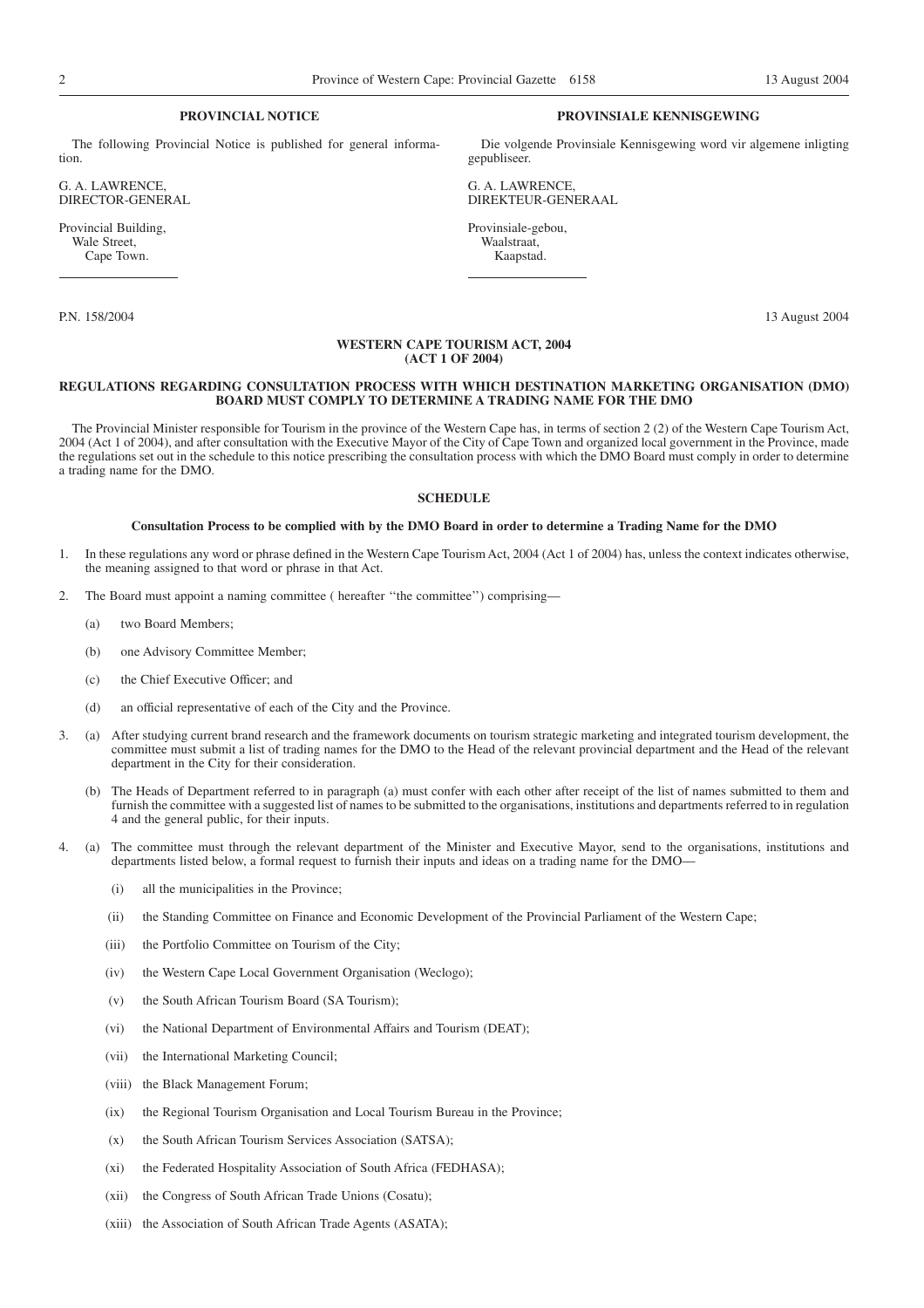## PROVINCIAL NOTICE

The following Provincial Notice is published for general information.

G. A. LAWRENCE,
DIRECTOR-GENERAL

Provincial Building,
Wale Street,
Cape Town.

## PROVINSIALE KENNISGEWING

Die volgende Provinsiale Kennisgewing word vir algemene inligting gepubliseer.

G. A. LAWRENCE,
DIREKTEUR-GENERAAL

Provinsiale-gebou,
Waalstraat,
Kaapstad.

P.N. 158/2004 13 August 2004

### WESTERN CAPE TOURISM ACT, 2004
### (ACT 1 OF 2004)

### REGULATIONS REGARDING CONSULTATION PROCESS WITH WHICH DESTINATION MARKETING ORGANISATION (DMO) BOARD MUST COMPLY TO DETERMINE A TRADING NAME FOR THE DMO

The Provincial Minister responsible for Tourism in the province of the Western Cape has, in terms of section 2 (2) of the Western Cape Tourism Act, 2004 (Act 1 of 2004), and after consultation with the Executive Mayor of the City of Cape Town and organized local government in the Province, made the regulations set out in the schedule to this notice prescribing the consultation process with which the DMO Board must comply in order to determine a trading name for the DMO.

### SCHEDULE

**Consultation Process to be complied with by the DMO Board in order to determine a Trading Name for the DMO**

1. In these regulations any word or phrase defined in the Western Cape Tourism Act, 2004 (Act 1 of 2004) has, unless the context indicates otherwise, the meaning assigned to that word or phrase in that Act.

2. The Board must appoint a naming committee ( hereafter ''the committee'') comprising—

   (a) two Board Members;

   (b) one Advisory Committee Member;

   (c) the Chief Executive Officer; and

   (d) an official representative of each of the City and the Province.

3. (a) After studying current brand research and the framework documents on tourism strategic marketing and integrated tourism development, the committee must submit a list of trading names for the DMO to the Head of the relevant provincial department and the Head of the relevant department in the City for their consideration.

   (b) The Heads of Department referred to in paragraph (a) must confer with each other after receipt of the list of names submitted to them and furnish the committee with a suggested list of names to be submitted to the organisations, institutions and departments referred to in regulation 4 and the general public, for their inputs.

4. (a) The committee must through the relevant department of the Minister and Executive Mayor, send to the organisations, institutions and departments listed below, a formal request to furnish their inputs and ideas on a trading name for the DMO—

   (i) all the municipalities in the Province;

   (ii) the Standing Committee on Finance and Economic Development of the Provincial Parliament of the Western Cape;

   (iii) the Portfolio Committee on Tourism of the City;

   (iv) the Western Cape Local Government Organisation (Weclogo);

   (v) the South African Tourism Board (SA Tourism);

   (vi) the National Department of Environmental Affairs and Tourism (DEAT);

   (vii) the International Marketing Council;

   (viii) the Black Management Forum;

   (ix) the Regional Tourism Organisation and Local Tourism Bureau in the Province;

   (x) the South African Tourism Services Association (SATSA);

   (xi) the Federated Hospitality Association of South Africa (FEDHASA);

   (xii) the Congress of South African Trade Unions (Cosatu);

   (xiii) the Association of South African Trade Agents (ASATA);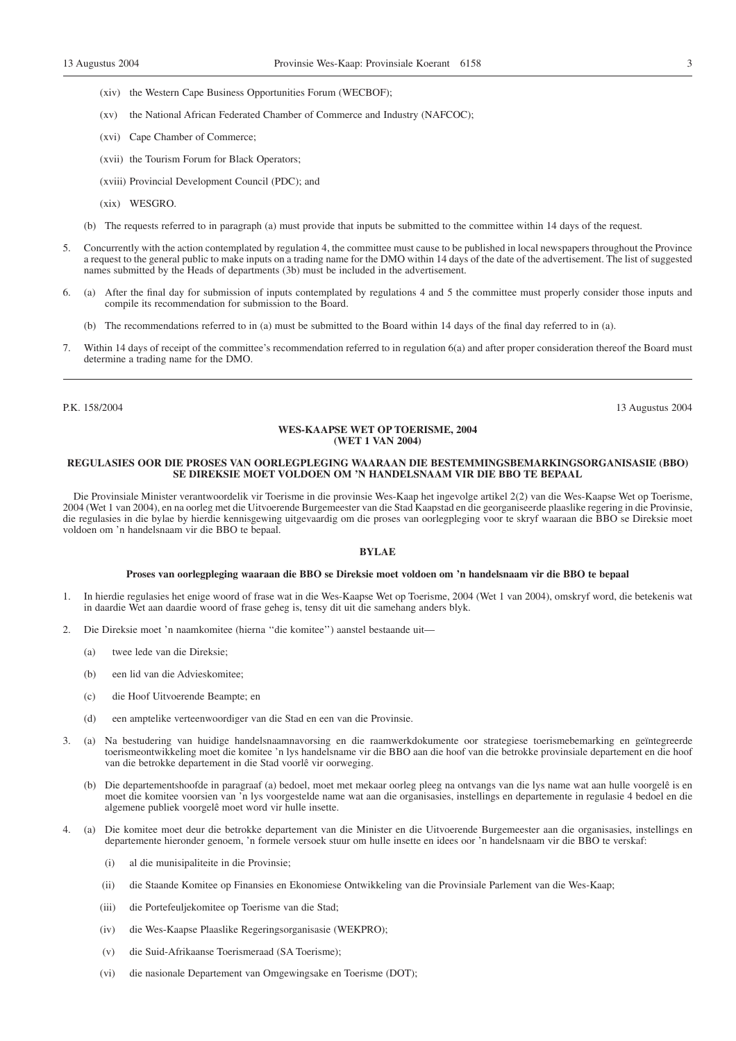(xiv) the Western Cape Business Opportunities Forum (WECBOF);

(xv) the National African Federated Chamber of Commerce and Industry (NAFCOC);

(xvi) Cape Chamber of Commerce;

(xvii) the Tourism Forum for Black Operators;

(xviii) Provincial Development Council (PDC); and

(xix) WESGRO.

(b) The requests referred to in paragraph (a) must provide that inputs be submitted to the committee within 14 days of the request.

5. Concurrently with the action contemplated by regulation 4, the committee must cause to be published in local newspapers throughout the Province a request to the general public to make inputs on a trading name for the DMO within 14 days of the date of the advertisement. The list of suggested names submitted by the Heads of departments (3b) must be included in the advertisement.

6. (a) After the final day for submission of inputs contemplated by regulations 4 and 5 the committee must properly consider those inputs and compile its recommendation for submission to the Board.

(b) The recommendations referred to in (a) must be submitted to the Board within 14 days of the final day referred to in (a).

7. Within 14 days of receipt of the committee's recommendation referred to in regulation 6(a) and after proper consideration thereof the Board must determine a trading name for the DMO.

---

P.K. 158/2004 13 Augustus 2004

**WES-KAAPSE WET OP TOERISME, 2004**
**(WET 1 VAN 2004)**

**REGULASIES OOR DIE PROSES VAN OORLEGPLEGING WAARAAN DIE BESTEMMINGSBEMARKINGSORGANISASIE (BBO) SE DIREKSIE MOET VOLDOEN OM 'N HANDELSNAAM VIR DIE BBO TE BEPAAL**

Die Provinsiale Minister verantwoordelik vir Toerisme in die provinsie Wes-Kaap het ingevolge artikel 2(2) van die Wes-Kaapse Wet op Toerisme, 2004 (Wet 1 van 2004), en na oorleg met die Uitvoerende Burgemeester van die Stad Kaapstad en die georganiseerde plaaslike regering in die Provinsie, die regulasies in die bylae by hierdie kennisgewing uitgevaardig om die proses van oorlegpleging voor te skryf waaraan die BBO se Direksie moet voldoen om 'n handelsnaam vir die BBO te bepaal.

**BYLAE**

**Proses van oorlegpleging waaraan die BBO se Direksie moet voldoen om 'n handelsnaam vir die BBO te bepaal**

1. In hierdie regulasies het enige woord of frase wat in die Wes-Kaapse Wet op Toerisme, 2004 (Wet 1 van 2004), omskryf word, die betekenis wat in daardie Wet aan daardie woord of frase geheg is, tensy dit uit die samehang anders blyk.

2. Die Direksie moet 'n naamkomitee (hierna ''die komitee'') aanstel bestaande uit—

(a) twee lede van die Direksie;

(b) een lid van die Advieskomitee;

(c) die Hoof Uitvoerende Beampte; en

(d) een amptelike verteenwoordiger van die Stad en een van die Provinsie.

3. (a) Na bestudering van huidige handelsnaamnavorsing en die raamwerkdokumente oor strategiese toerismebemarking en geïntegreerde toerismeontwikkeling moet die komitee 'n lys handelsname vir die BBO aan die hoof van die betrokke provinsiale departement en die hoof van die betrokke departement in die Stad voorlê vir oorweging.

(b) Die departementshoofde in paragraaf (a) bedoel, moet met mekaar oorleg pleeg na ontvangs van die lys name wat aan hulle voorgelê is en moet die komitee voorsien van 'n lys voorgestelde name wat aan die organisasies, instellings en departemente in regulasie 4 bedoel en die algemene publiek voorgelê moet word vir hulle insette.

4. (a) Die komitee moet deur die betrokke departement van die Minister en die Uitvoerende Burgemeester aan die organisasies, instellings en departemente hieronder genoem, 'n formele versoek stuur om hulle insette en idees oor 'n handelsnaam vir die BBO te verskaf:

(i) al die munisipaliteite in die Provinsie;

(ii) die Staande Komitee op Finansies en Ekonomiese Ontwikkeling van die Provinsiale Parlement van die Wes-Kaap;

(iii) die Portefeuljekomitee op Toerisme van die Stad;

(iv) die Wes-Kaapse Plaaslike Regeringsorganisasie (WEKPRO);

(v) die Suid-Afrikaanse Toerismeraad (SA Toerisme);

(vi) die nasionale Departement van Omgewingsake en Toerisme (DOT);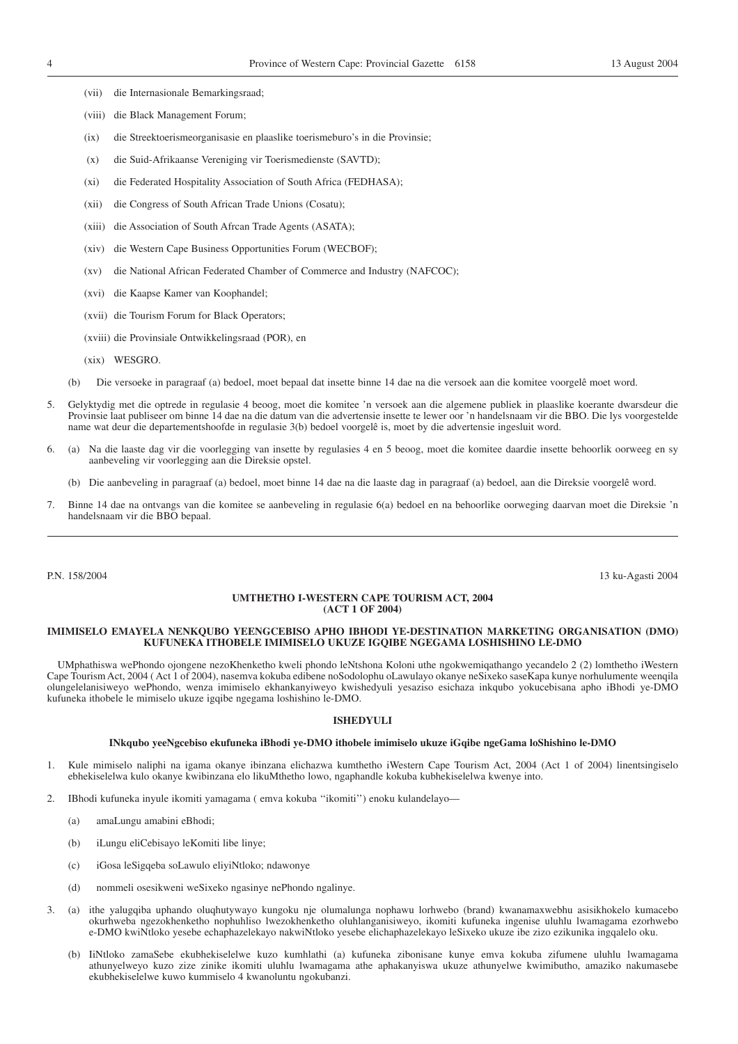(vii) die Internasionale Bemarkingsraad;

(viii) die Black Management Forum;

(ix) die Streektoerismeorganisasie en plaaslike toerismeburo's in die Provinsie;

(x) die Suid-Afrikaanse Vereniging vir Toerismedienste (SAVTD);

(xi) die Federated Hospitality Association of South Africa (FEDHASA);

(xii) die Congress of South African Trade Unions (Cosatu);

(xiii) die Association of South Afrcan Trade Agents (ASATA);

(xiv) die Western Cape Business Opportunities Forum (WECBOF);

(xv) die National African Federated Chamber of Commerce and Industry (NAFCOC);

(xvi) die Kaapse Kamer van Koophandel;

(xvii) die Tourism Forum for Black Operators;

(xviii) die Provinsiale Ontwikkelingsraad (POR), en

(xix) WESGRO.

(b) Die versoeke in paragraaf (a) bedoel, moet bepaal dat insette binne 14 dae na die versoek aan die komitee voorgelê moet word.

5. Gelyktydig met die optrede in regulasie 4 beoog, moet die komitee 'n versoek aan die algemene publiek in plaaslike koerante dwarsdeur die Provinsie laat publiseer om binne 14 dae na die datum van die advertensie insette te lewer oor 'n handelsnaam vir die BBO. Die lys voorgestelde name wat deur die departementshoofde in regulasie 3(b) bedoel voorgelê is, moet by die advertensie ingesluit word.

6. (a) Na die laaste dag vir die voorlegging van insette by regulasies 4 en 5 beoog, moet die komitee daardie insette behoorlik oorweeg en sy aanbeveling vir voorlegging aan die Direksie opstel.

(b) Die aanbeveling in paragraaf (a) bedoel, moet binne 14 dae na die laaste dag in paragraaf (a) bedoel, aan die Direksie voorgelê word.

7. Binne 14 dae na ontvangs van die komitee se aanbeveling in regulasie 6(a) bedoel en na behoorlike oorweging daarvan moet die Direksie 'n handelsnaam vir die BBO bepaal.

---

P.N. 158/2004 13 ku-Agasti 2004

**UMTHETHO I-WESTERN CAPE TOURISM ACT, 2004**
**(ACT 1 OF 2004)**

**IMIMISELO EMAYELA NENKQUBO YEENGCEBISO APHO IBHODI YE-DESTINATION MARKETING ORGANISATION (DMO) KUFUNEKA ITHOBELE IMIMISELO UKUZE IGQIBE NGEGAMA LOSHISHINO LE-DMO**

UMphathiswa wePhondo ojongene nezoKhenketho kweli phondo leNtshona Koloni uthe ngokwemiqathango yecandelo 2 (2) lomthetho iWestern Cape Tourism Act, 2004 ( Act 1 of 2004), nasemva kokuba edibene noSodolophu oLawulayo okanye neSixeko saseKapa kunye norhulumente weengqila olungelelanisiweyo wePhondo, wenza imimiselo ekhankanyiweyo kwishedyuli yesaziso esichaza inkqubo yokucebisana apho iBhodi ye-DMO kufuneka ithobele le mimiselo ukuze igqibe ngegama loshishino le-DMO.

**ISHEDYULI**

**INkqubo yeeNgcebiso ekufuneka iBhodi ye-DMO ithobele imimiselo ukuze iGqibe ngeGama loShishino le-DMO**

1. Kule mimiselo naliphi na igama okanye ibinzana elichazwa kumthetho iWestern Cape Tourism Act, 2004 (Act 1 of 2004) linentsingiselo ebhekiselelwa kulo okanye kwibinzana elo likuMthetho lowo, ngaphandle kokuba kubhekiselelwa kwenye into.

2. IBhodi kufuneka inyule ikomiti yamagama ( emva kokuba "ikomiti") enoku kulandelayo—

(a) amaLungu amabini eBhodi;

(b) iLungu eliCebisayo leKomiti libe linye;

(c) iGosa leSigqeba soLawulo eliyiNtloko; ndawonye

(d) nommeli osesikweni weSixeko ngasinye nePhondo ngalinye.

3. (a) ithe yalugqiba uphando oluqhutywayo kungoku nje olumalunga nophawu lorhwebo (brand) kwanamaxwebhu asisikhokelo kumacebo okurhweba ngezokhenketho nophuhliso lwezokhenketho oluhlanganisiweyo, ikomiti kufuneka ingenise uluhlu lwamagama ezorhwebo e-DMO kwiNtloko yesebe echaphazelekayo nakwiNtloko yesebe elichaphazelekayo leSixeko ukuze ibe zizo ezikunika ingqalelo oku.

(b) IiNtloko zamaSebe ekubhekiselelwe kuzo kumhlathi (a) kufuneka zibonisane kunye emva kokuba zifumene uluhlu lwamagama athunyelweyo kuzo zize zinike ikomiti uluhlu lwamagama athe aphakanyiswa ukuze athunyelwe kwimibutho, amaziko nakumasebe ekubhekiselelwe kuwo kummiselo 4 kwanoluntu ngokubanzi.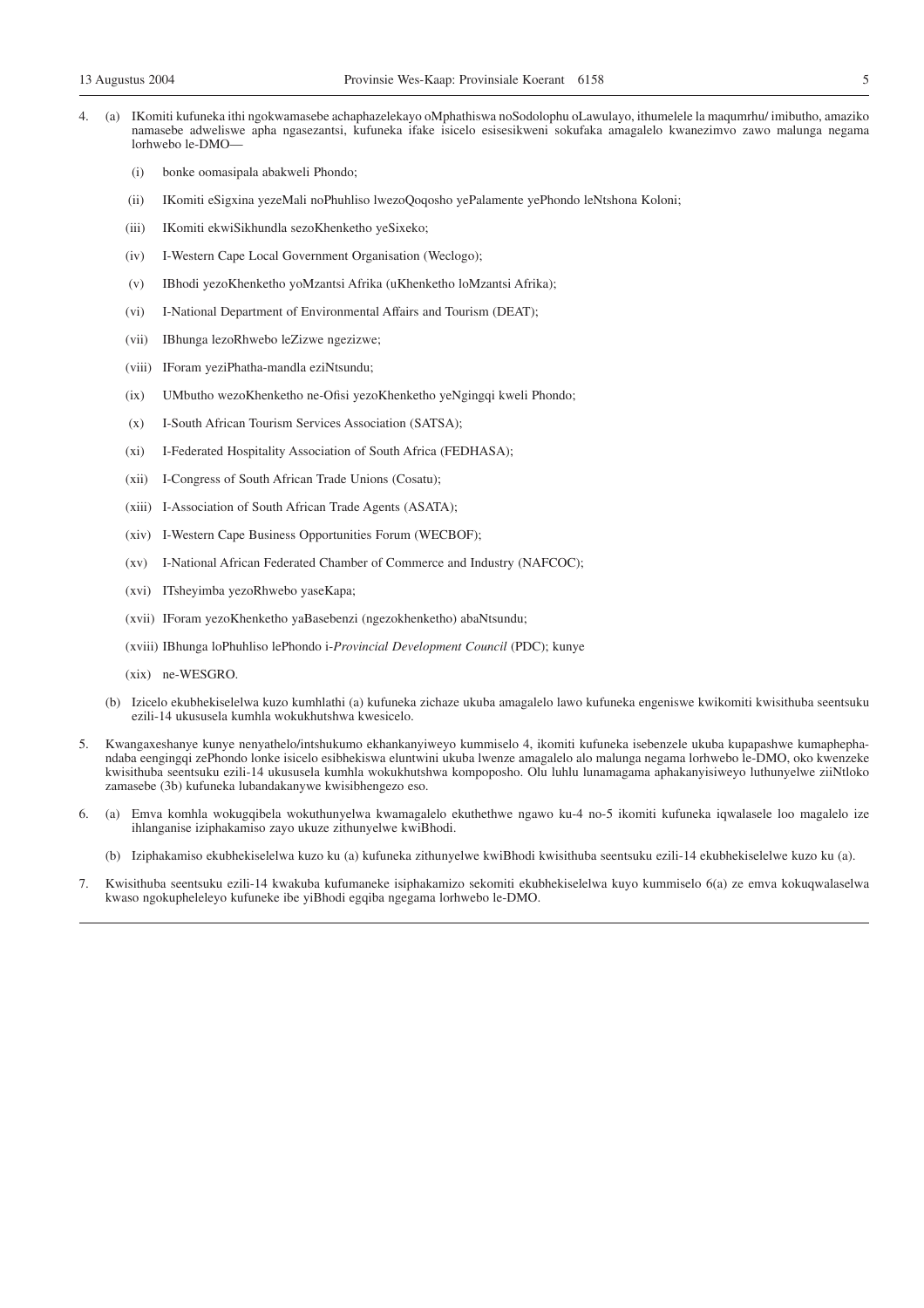4. (a) IKomiti kufuneka ithi ngokwamasebe achaphazelekayo oMphathiswa noSodolophu oLawulayo, ithumelele la maqumrhu/ imibutho, amaziko namasebe adweliswe apha ngasezantsi, kufuneka ifake isicelo esisesikweni sokufaka amagalelo kwanezimvo zawo malunga negama lorhwebo le-DMO—

   (i) bonke oomasipala abakweli Phondo;

   (ii) IKomiti eSigxina yezeMali noPhuhliso lwezoQoqosho yePalamente yePhondo leNtshona Koloni;

   (iii) IKomiti ekwiSikhundla sezoKhenketho yeSixeko;

   (iv) I-Western Cape Local Government Organisation (Weclogo);

   (v) IBhodi yezoKhenketho yoMzantsi Afrika (uKhenketho loMzantsi Afrika);

   (vi) I-National Department of Environmental Affairs and Tourism (DEAT);

   (vii) IBhunga lezoRhwebo leZizwe ngezizwe;

   (viii) IForam yeziPhatha-mandla eziNtsundu;

   (ix) UMbutho wezoKhenketho ne-Ofisi yezoKhenketho yeNgingqi kweli Phondo;

   (x) I-South African Tourism Services Association (SATSA);

   (xi) I-Federated Hospitality Association of South Africa (FEDHASA);

   (xii) I-Congress of South African Trade Unions (Cosatu);

   (xiii) I-Association of South African Trade Agents (ASATA);

   (xiv) I-Western Cape Business Opportunities Forum (WECBOF);

   (xv) I-National African Federated Chamber of Commerce and Industry (NAFCOC);

   (xvi) ITsheyimba yezoRhwebo yaseKapa;

   (xvii) IForam yezoKhenketho yaBasebenzi (ngezokhenketho) abaNtsundu;

   (xviii) IBhunga loPhuhliso lePhondo i-*Provincial Development Council* (PDC); kunye

   (xix) ne-WESGRO.

   (b) Izicelo ekubhekiselelwa kuzo kumhlathi (a) kufuneka zichaze ukuba amagalelo lawo kufuneka engeniswe kwikomiti kwisithuba seentsuku ezili-14 ukususela kumhla wokukhutshwa kwesicelo.

5. Kwangaxeshanye kunye nenyathelo/intshukumo ekhankanyiweyo kummiselo 4, ikomiti kufuneka isebenzele ukuba kupapashwe kumaphephandaba eengingqi zePhondo lonke isicelo esibhekiswa eluntwini ukuba lwenze amagalelo alo malunga negama lorhwebo le-DMO, oko kwenzeke kwisithuba seentsuku ezili-14 ukususela kumhla wokukhutshwa kompoposho. Olu luhlu lunamagama aphakanyisiweyo luthunyelwe ziiNtloko zamasebe (3b) kufuneka lubandakanywe kwisibhengezo eso.

6. (a) Emva komhla wokugqibela wokuthunyelwa kwamagalelo ekuthethwe ngawo ku-4 no-5 ikomiti kufuneka iqwalasele loo magalelo ize ihlanganise iziphakamiso zayo ukuze zithunyelwe kwiBhodi.

   (b) Iziphakamiso ekubhekiselelwa kuzo ku (a) kufuneka zithunyelwe kwiBhodi kwisithuba seentsuku ezili-14 ekubhekiselelwe kuzo ku (a).

7. Kwisithuba seentsuku ezili-14 kwakuba kufumaneke isiphakamizo sekomiti ekubhekiselelwa kuyo kummiselo 6(a) ze emva kokuqwalaselwa kwaso ngokupheleleyo kufuneke ibe yiBhodi egqiba ngegama lorhwebo le-DMO.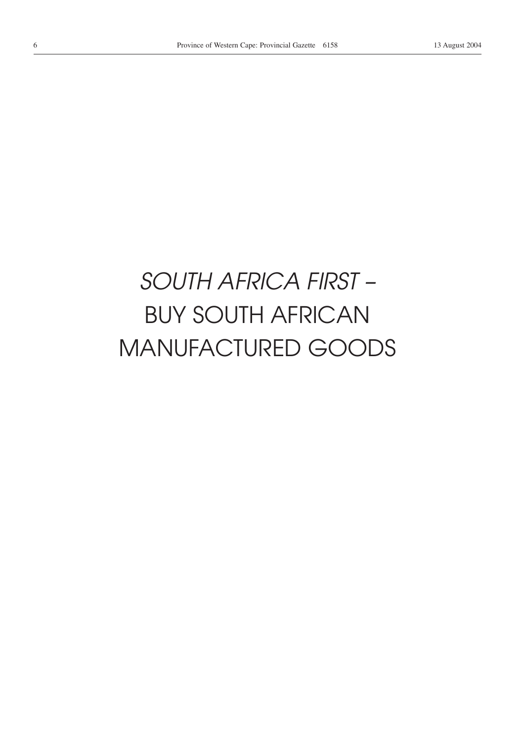*SOUTH AFRICA FIRST –*

BUY SOUTH AFRICAN

MANUFACTURED GOODS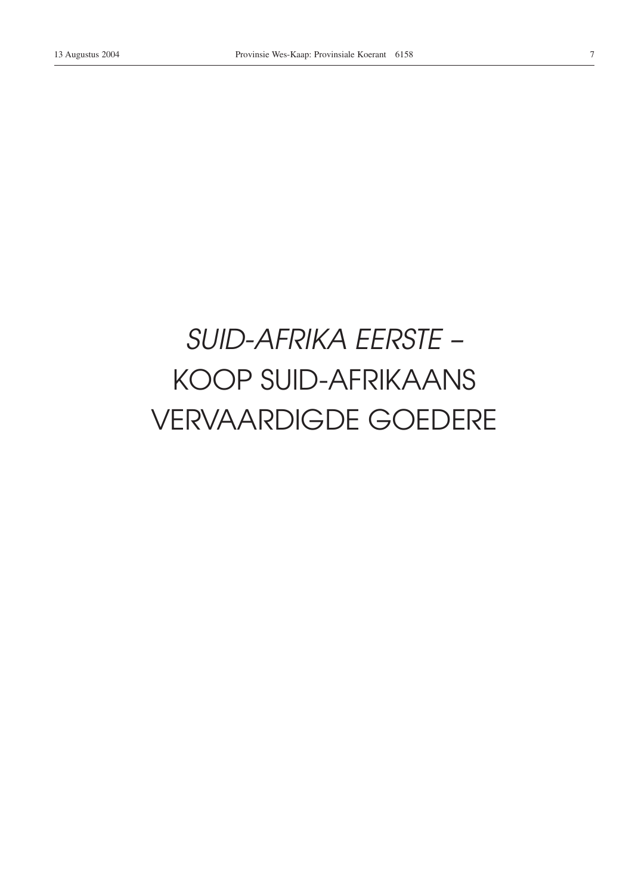*SUID-AFRIKA EERSTE* –
KOOP SUID-AFRIKAANS
VERVAARDIGDE GOEDERE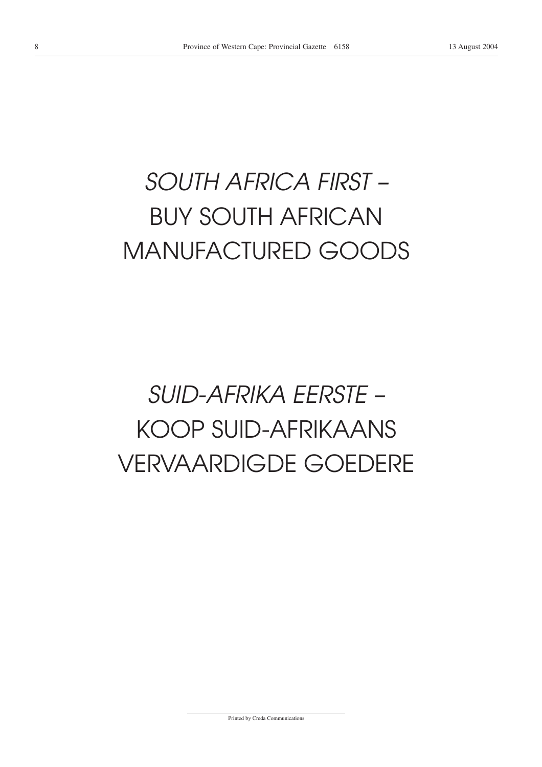*SOUTH AFRICA FIRST* –
BUY SOUTH AFRICAN
MANUFACTURED GOODS

*SUID-AFRIKA EERSTE* –
KOOP SUID-AFRIKAANS
VERVAARDIGDE GOEDERE

Printed by Creda Communications